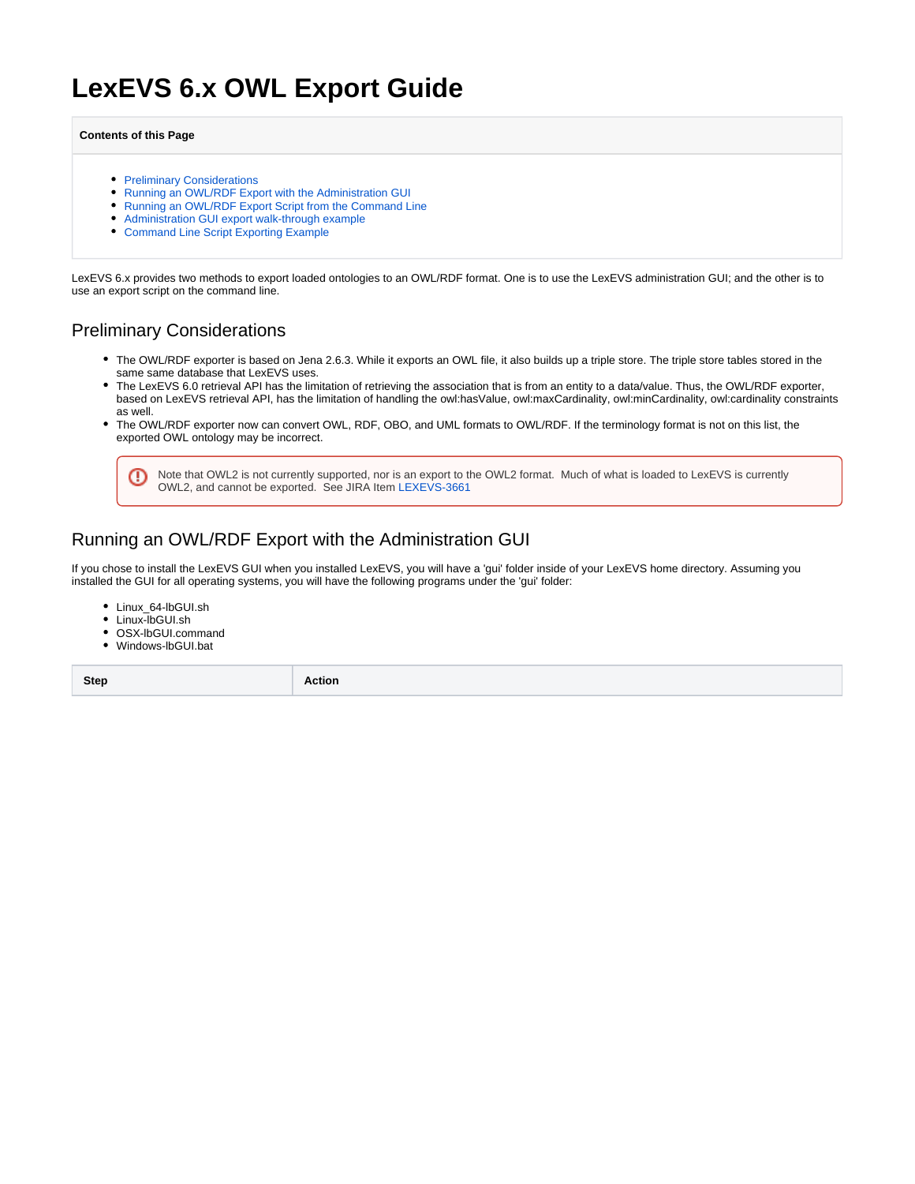# LexEVS 6.x OWL Export Guide

**Contents of this Page**

- Preliminary Considerations
- Running an OWL/RDF Export with the Administration GUI
- Running an OWL/RDF Export Script from the Command Line
- Administration GUI export walk-through example
- Command Line Script Exporting Example

LexEVS 6.x provides two methods to export loaded ontologies to an OWL/RDF format. One is to use the LexEVS administration GUI; and the other is to use an export script on the command line.

## Preliminary Considerations

- The OWL/RDF exporter is based on Jena 2.6.3. While it exports an OWL file, it also builds up a triple store. The triple store tables stored in the same same database that LexEVS uses.
- The LexEVS 6.0 retrieval API has the limitation of retrieving the association that is from an entity to a data/value. Thus, the OWL/RDF exporter, based on LexEVS retrieval API, has the limitation of handling the owl:hasValue, owl:maxCardinality, owl:minCardinality, owl:cardinality constraints as well.
- The OWL/RDF exporter now can convert OWL, RDF, OBO, and UML formats to OWL/RDF. If the terminology format is not on this list, the exported OWL ontology may be incorrect.

> Note that OWL2 is not currently supported, nor is an export to the OWL2 format. Much of what is loaded to LexEVS is currently OWL2, and cannot be exported. See JIRA Item LEXEVS-3661

## Running an OWL/RDF Export with the Administration GUI

If you chose to install the LexEVS GUI when you installed LexEVS, you will have a 'gui' folder inside of your LexEVS home directory. Assuming you installed the GUI for all operating systems, you will have the following programs under the 'gui' folder:

- Linux_64-lbGUI.sh
- Linux-lbGUI.sh
- OSX-lbGUI.command
- Windows-lbGUI.bat

| Step | Action |
|---|---|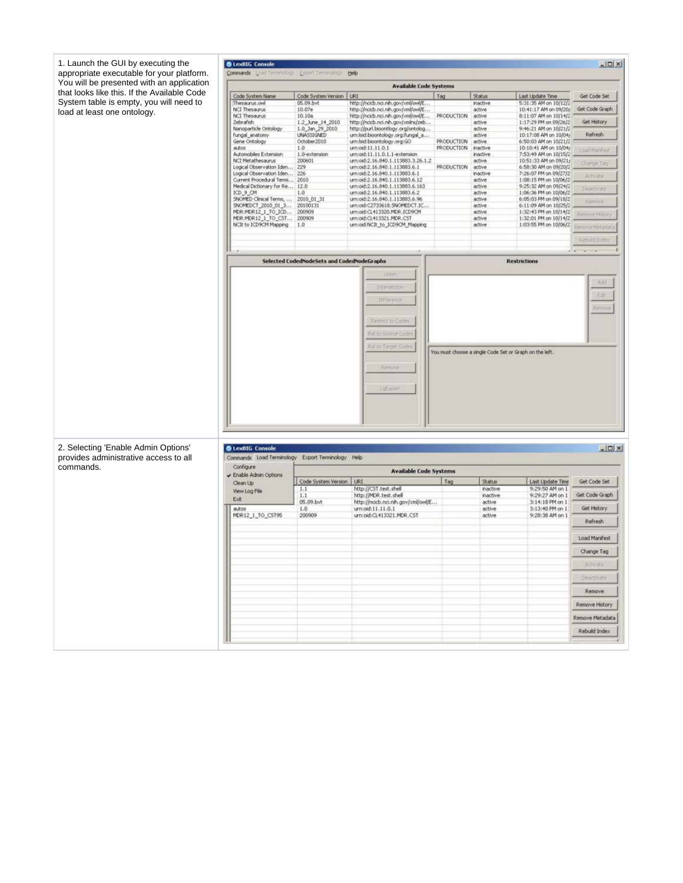| | |
|---|---|
| 1. Launch the GUI by executing the appropriate executable for your platform. You will be presented with an application that looks like this. If the Available Code System table is empty, you will need to load at least one ontology. | |
| 2. Selecting 'Enable Admin Options' provides administrative access to all commands. | |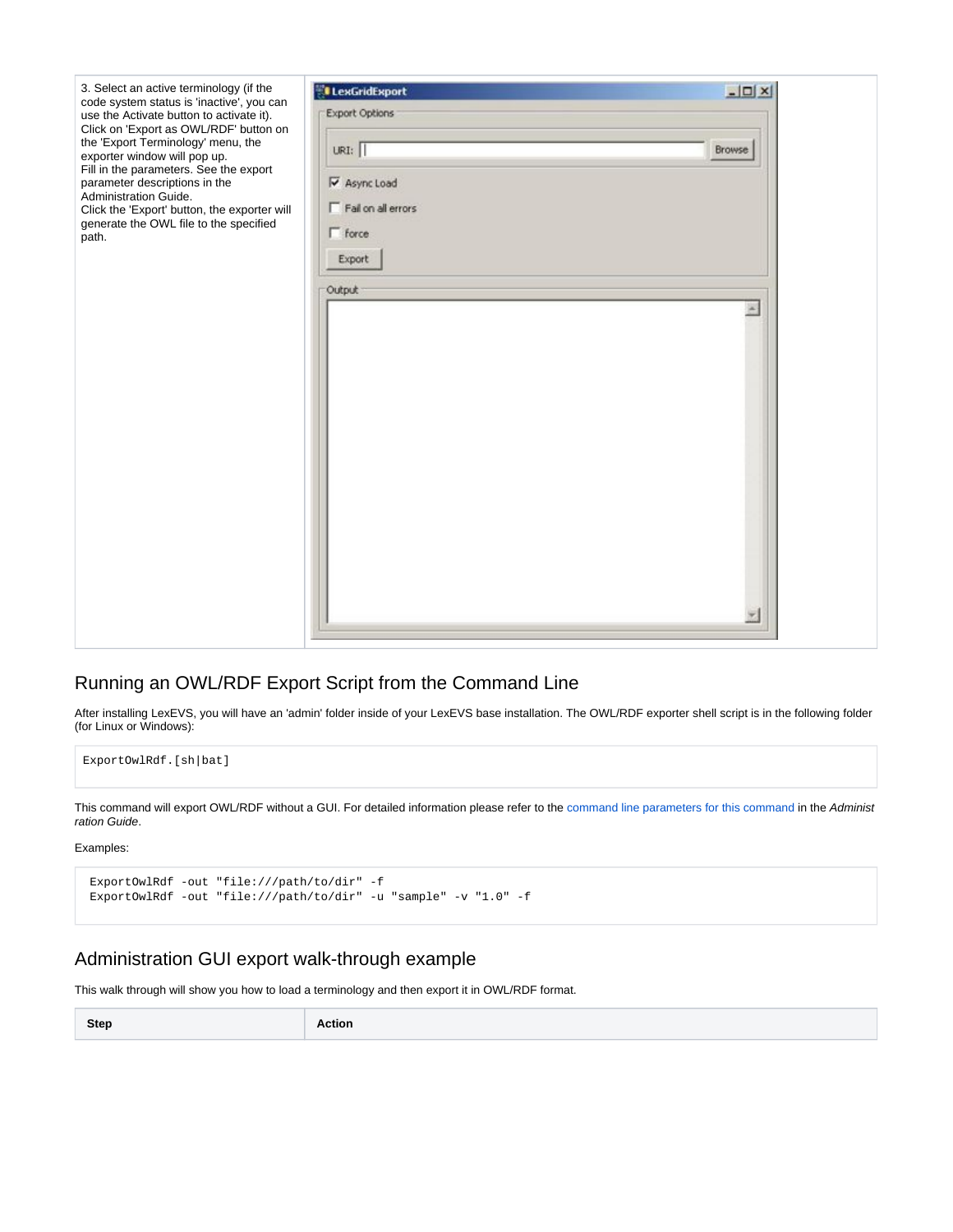| | |
|---|---|
| 3. Select an active terminology (if the code system status is 'inactive', you can use the Activate button to activate it). Click on 'Export as OWL/RDF' button on the 'Export Terminology' menu, the exporter window will pop up. Fill in the parameters. See the export parameter descriptions in the Administration Guide. Click the 'Export' button, the exporter will generate the OWL file to the specified path. | |

## Running an OWL/RDF Export Script from the Command Line

After installing LexEVS, you will have an 'admin' folder inside of your LexEVS base installation. The OWL/RDF exporter shell script is in the following folder (for Linux or Windows):

```
ExportOwlRdf.[sh|bat]
```

This command will export OWL/RDF without a GUI. For detailed information please refer to the command line parameters for this command in the *Administration Guide*.

Examples:

```
ExportOwlRdf -out "file:///path/to/dir" -f
ExportOwlRdf -out "file:///path/to/dir" -u "sample" -v "1.0" -f
```

## Administration GUI export walk-through example

This walk through will show you how to load a terminology and then export it in OWL/RDF format.

| Step | Action |
|---|---|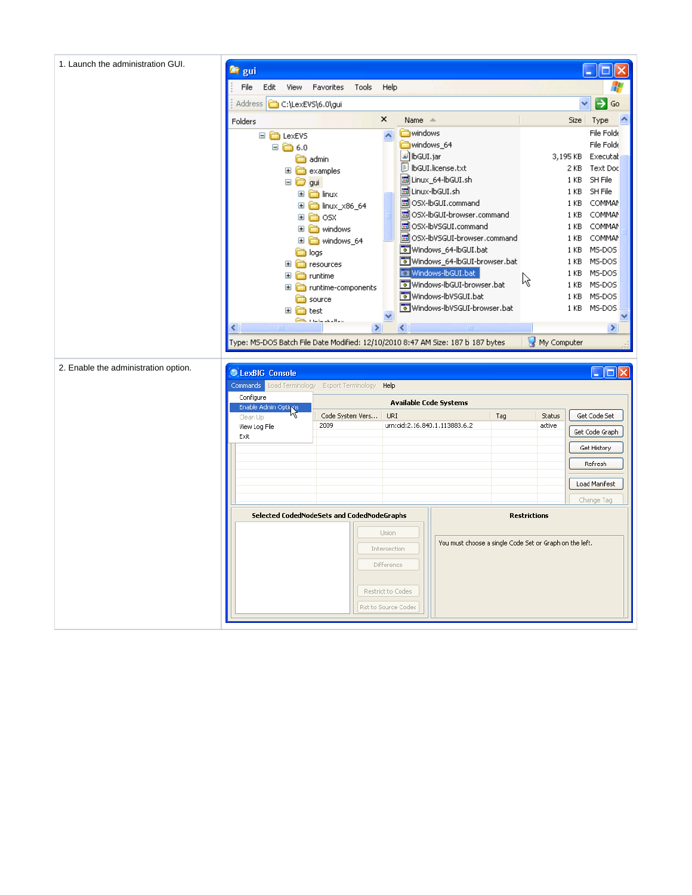| | |
|---|---|
| 1. Launch the administration GUI. | |
| 2. Enable the administration option. | |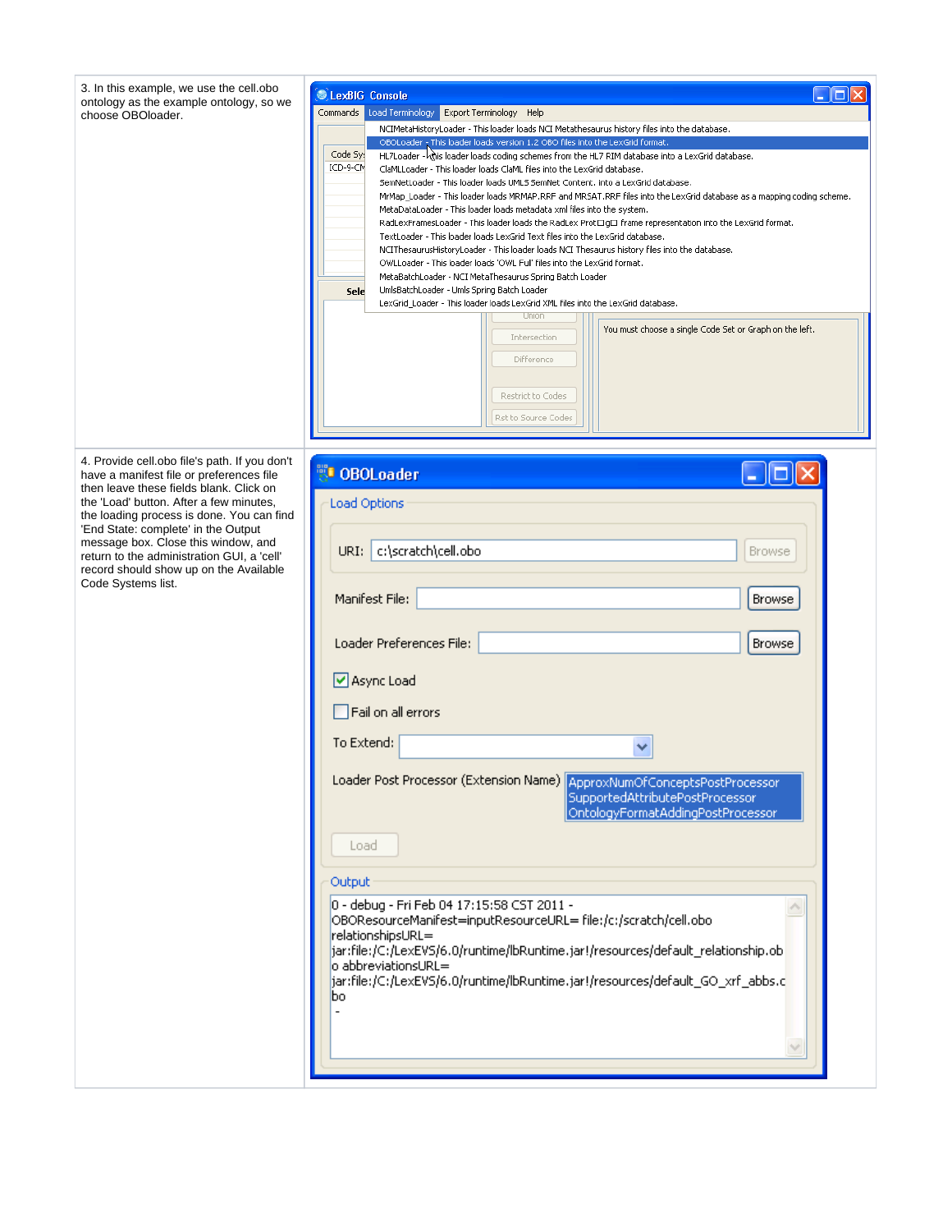| | |
|---|---|
| 3. In this example, we use the cell.obo ontology as the example ontology, so we choose OBOloader. | |
| 4. Provide cell.obo file's path. If you don't have a manifest file or preferences file then leave these fields blank. Click on the 'Load' button. After a few minutes, the loading process is done. You can find 'End State: complete' in the Output message box. Close this window, and return to the administration GUI, a 'cell' record should show up on the Available Code Systems list. | |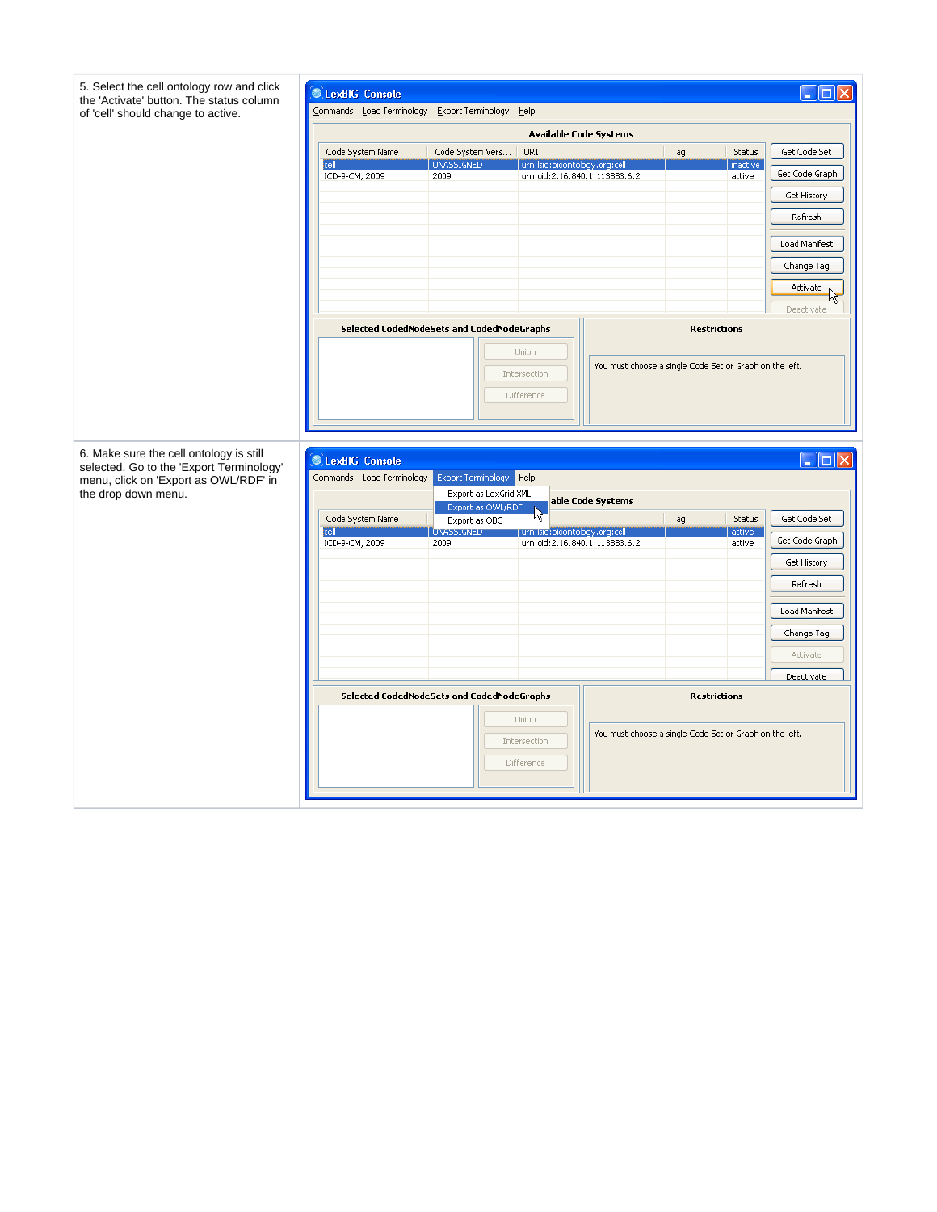| | |
|---|---|
| 5. Select the cell ontology row and click the 'Activate' button. The status column of 'cell' should change to active. | |
| 6. Make sure the cell ontology is still selected. Go to the 'Export Terminology' menu, click on 'Export as OWL/RDF' in the drop down menu. | |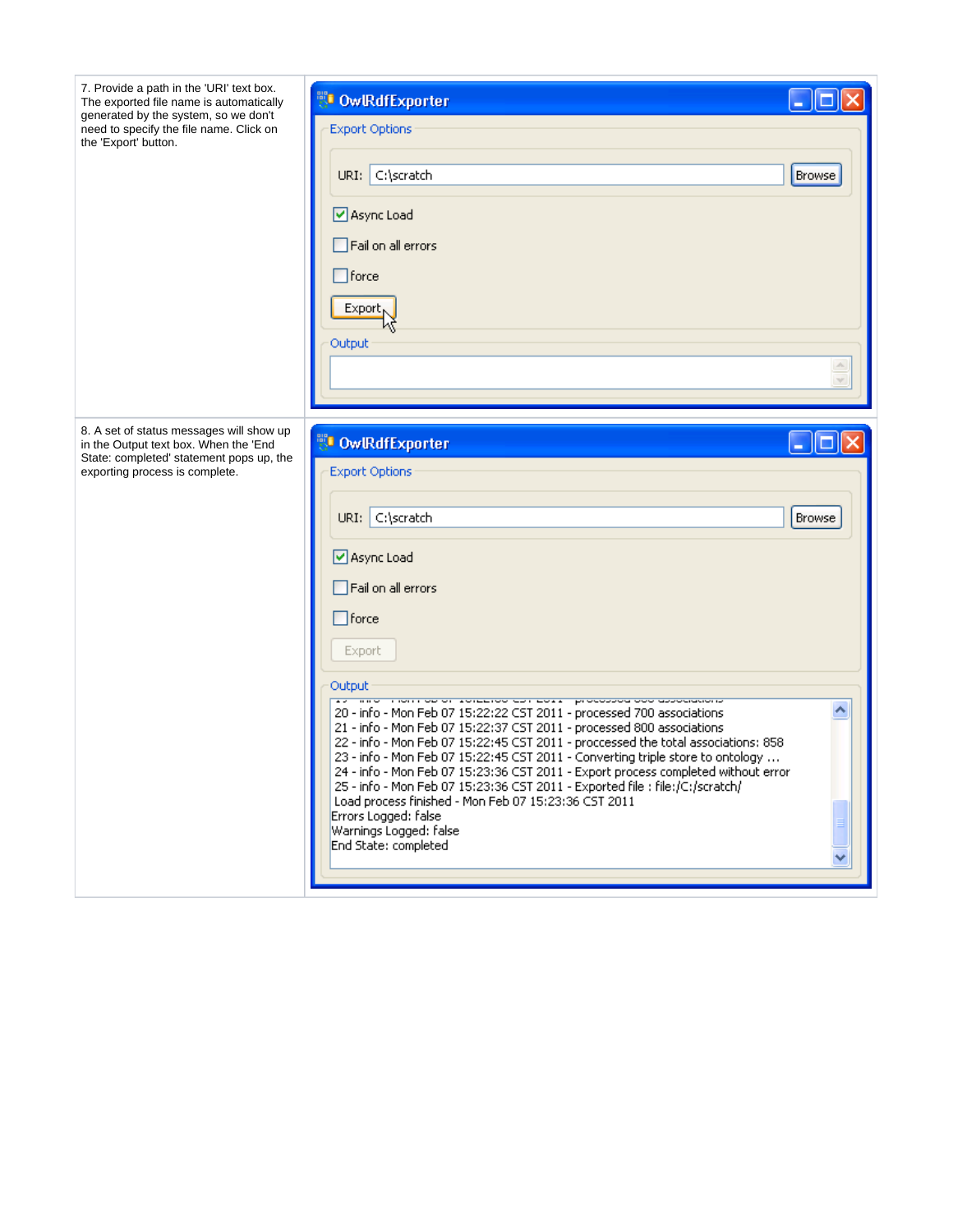| | |
|---|---|
| 7. Provide a path in the 'URI' text box. The exported file name is automatically generated by the system, so we don't need to specify the file name. Click on the 'Export' button. | OwlRdfExporter<br>Export Options<br>URI: C:\scratch Browse<br>Async Load<br>Fail on all errors<br>force<br>Export<br>Output |
| 8. A set of status messages will show up in the Output text box. When the 'End State: completed' statement pops up, the exporting process is complete. | OwlRdfExporter<br>Export Options<br>URI: C:\scratch Browse<br>Async Load<br>Fail on all errors<br>force<br>Export<br>Output<br>20 - info - Mon Feb 07 15:22:22 CST 2011 - processed 700 associations<br>21 - info - Mon Feb 07 15:22:37 CST 2011 - processed 800 associations<br>22 - info - Mon Feb 07 15:22:45 CST 2011 - proccessed the total associations: 858<br>23 - info - Mon Feb 07 15:22:45 CST 2011 - Converting triple store to ontology ...<br>24 - info - Mon Feb 07 15:23:36 CST 2011 - Export process completed without error<br>25 - info - Mon Feb 07 15:23:36 CST 2011 - Exported file : file:/C:/scratch/<br>Load process finished - Mon Feb 07 15:23:36 CST 2011<br>Errors Logged: false<br>Warnings Logged: false<br>End State: completed |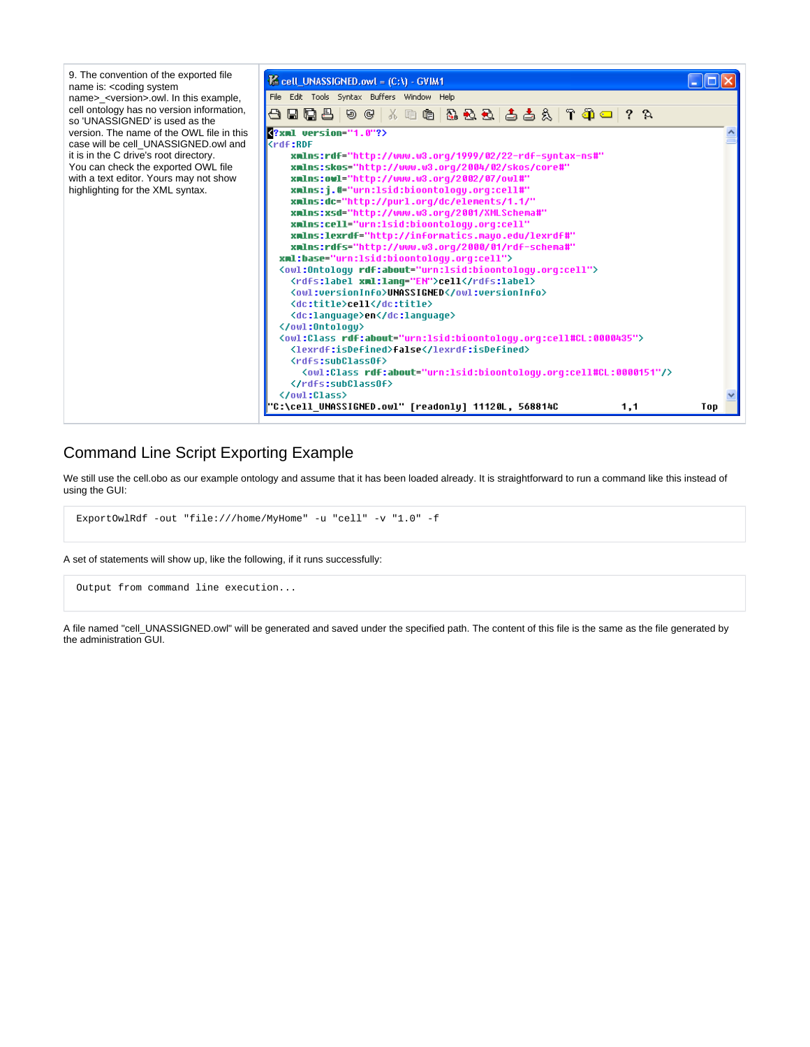9. The convention of the exported file name is: <coding system name>_<version>.owl. In this example, cell ontology has no version information, so 'UNASSIGNED' is used as the version. The name of the OWL file in this case will be cell_UNASSIGNED.owl and it is in the C drive's root directory.
You can check the exported OWL file with a text editor. Yours may not show highlighting for the XML syntax.

cell_UNASSIGNED.owl = (C:\) - GVIM1

```
<?xml version="1.0"?>
<rdf:RDF
    xmlns:rdf="http://www.w3.org/1999/02/22-rdf-syntax-ns#"
    xmlns:skos="http://www.w3.org/2004/02/skos/core#"
    xmlns:owl="http://www.w3.org/2002/07/owl#"
    xmlns:j.0="urn:lsid:bioontology.org:cell#"
    xmlns:dc="http://purl.org/dc/elements/1.1/"
    xmlns:xsd="http://www.w3.org/2001/XMLSchema#"
    xmlns:cell="urn:lsid:bioontology.org:cell"
    xmlns:lexrdf="http://informatics.mayo.edu/lexrdf#"
    xmlns:rdfs="http://www.w3.org/2000/01/rdf-schema#"
  xml:base="urn:lsid:bioontology.org:cell">
  <owl:Ontology rdf:about="urn:lsid:bioontology.org:cell">
    <rdfs:label xml:lang="EN">cell</rdfs:label>
    <owl:versionInfo>UNASSIGNED</owl:versionInfo>
    <dc:title>cell</dc:title>
    <dc:language>en</dc:language>
  </owl:Ontology>
  <owl:Class rdf:about="urn:lsid:bioontology.org:cell#CL:0000435">
    <lexrdf:isDefined>false</lexrdf:isDefined>
    <rdfs:subClassOf>
      <owl:Class rdf:about="urn:lsid:bioontology.org:cell#CL:0000151"/>
    </rdfs:subClassOf>
  </owl:Class>
"C:\cell_UNASSIGNED.owl" [readonly] 11120L, 568814C          1,1          Top
```

## Command Line Script Exporting Example

We still use the cell.obo as our example ontology and assume that it has been loaded already. It is straightforward to run a command like this instead of using the GUI:

```
ExportOwlRdf -out "file:///home/MyHome" -u "cell" -v "1.0" -f
```

A set of statements will show up, like the following, if it runs successfully:

```
Output from command line execution...
```

A file named "cell_UNASSIGNED.owl" will be generated and saved under the specified path. The content of this file is the same as the file generated by the administration GUI.